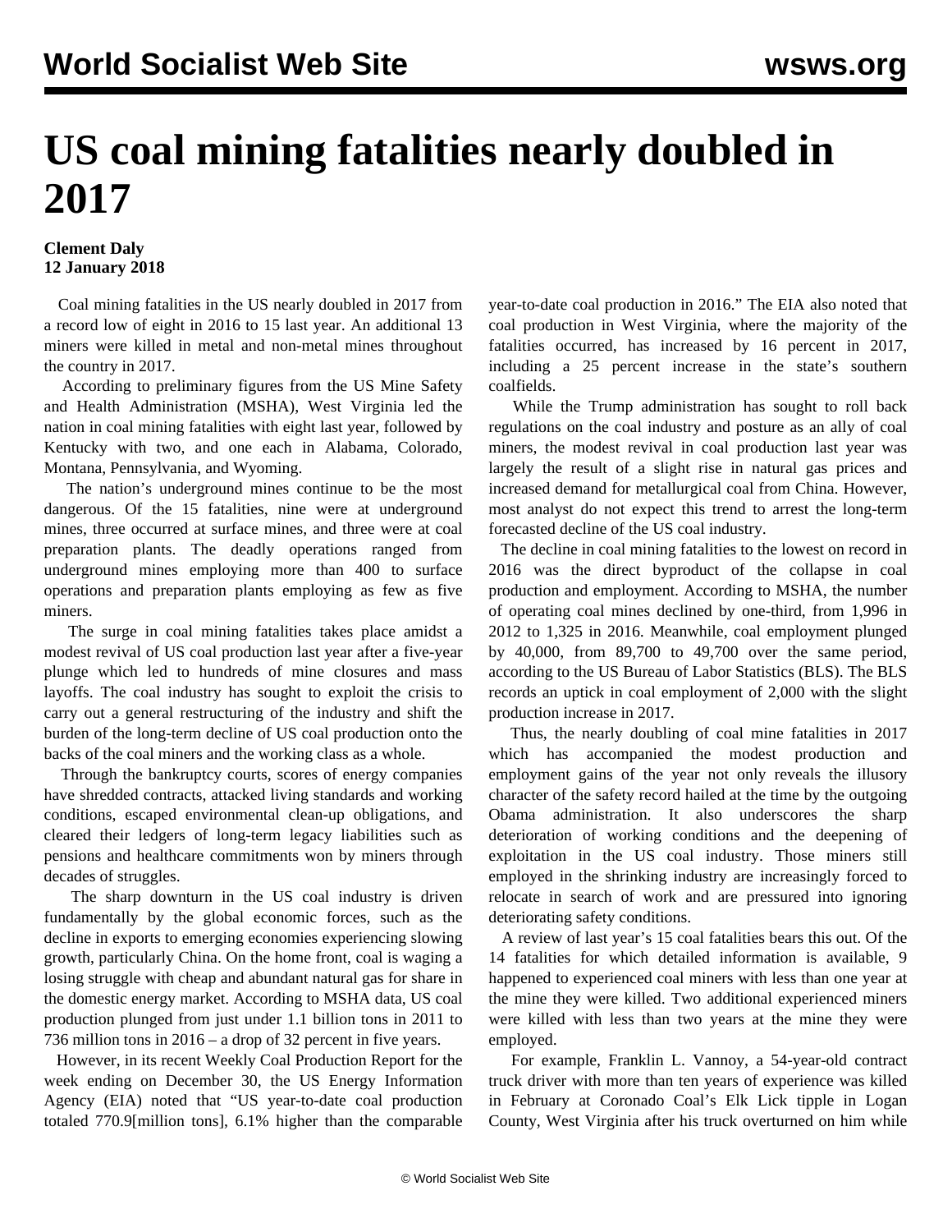# US coal mining fatalities nearly doubled in 2017

**Clement Daly**
**12 January 2018**

Coal mining fatalities in the US nearly doubled in 2017 from a record low of eight in 2016 to 15 last year. An additional 13 miners were killed in metal and non-metal mines throughout the country in 2017.

According to preliminary figures from the US Mine Safety and Health Administration (MSHA), West Virginia led the nation in coal mining fatalities with eight last year, followed by Kentucky with two, and one each in Alabama, Colorado, Montana, Pennsylvania, and Wyoming.

The nation's underground mines continue to be the most dangerous. Of the 15 fatalities, nine were at underground mines, three occurred at surface mines, and three were at coal preparation plants. The deadly operations ranged from underground mines employing more than 400 to surface operations and preparation plants employing as few as five miners.

The surge in coal mining fatalities takes place amidst a modest revival of US coal production last year after a five-year plunge which led to hundreds of mine closures and mass layoffs. The coal industry has sought to exploit the crisis to carry out a general restructuring of the industry and shift the burden of the long-term decline of US coal production onto the backs of the coal miners and the working class as a whole.

Through the bankruptcy courts, scores of energy companies have shredded contracts, attacked living standards and working conditions, escaped environmental clean-up obligations, and cleared their ledgers of long-term legacy liabilities such as pensions and healthcare commitments won by miners through decades of struggles.

The sharp downturn in the US coal industry is driven fundamentally by the global economic forces, such as the decline in exports to emerging economies experiencing slowing growth, particularly China. On the home front, coal is waging a losing struggle with cheap and abundant natural gas for share in the domestic energy market. According to MSHA data, US coal production plunged from just under 1.1 billion tons in 2011 to 736 million tons in 2016 – a drop of 32 percent in five years.

However, in its recent Weekly Coal Production Report for the week ending on December 30, the US Energy Information Agency (EIA) noted that "US year-to-date coal production totaled 770.9[million tons], 6.1% higher than the comparable year-to-date coal production in 2016." The EIA also noted that coal production in West Virginia, where the majority of the fatalities occurred, has increased by 16 percent in 2017, including a 25 percent increase in the state's southern coalfields.

While the Trump administration has sought to roll back regulations on the coal industry and posture as an ally of coal miners, the modest revival in coal production last year was largely the result of a slight rise in natural gas prices and increased demand for metallurgical coal from China. However, most analyst do not expect this trend to arrest the long-term forecasted decline of the US coal industry.

The decline in coal mining fatalities to the lowest on record in 2016 was the direct byproduct of the collapse in coal production and employment. According to MSHA, the number of operating coal mines declined by one-third, from 1,996 in 2012 to 1,325 in 2016. Meanwhile, coal employment plunged by 40,000, from 89,700 to 49,700 over the same period, according to the US Bureau of Labor Statistics (BLS). The BLS records an uptick in coal employment of 2,000 with the slight production increase in 2017.

Thus, the nearly doubling of coal mine fatalities in 2017 which has accompanied the modest production and employment gains of the year not only reveals the illusory character of the safety record hailed at the time by the outgoing Obama administration. It also underscores the sharp deterioration of working conditions and the deepening of exploitation in the US coal industry. Those miners still employed in the shrinking industry are increasingly forced to relocate in search of work and are pressured into ignoring deteriorating safety conditions.

A review of last year's 15 coal fatalities bears this out. Of the 14 fatalities for which detailed information is available, 9 happened to experienced coal miners with less than one year at the mine they were killed. Two additional experienced miners were killed with less than two years at the mine they were employed.

For example, Franklin L. Vannoy, a 54-year-old contract truck driver with more than ten years of experience was killed in February at Coronado Coal's Elk Lick tipple in Logan County, West Virginia after his truck overturned on him while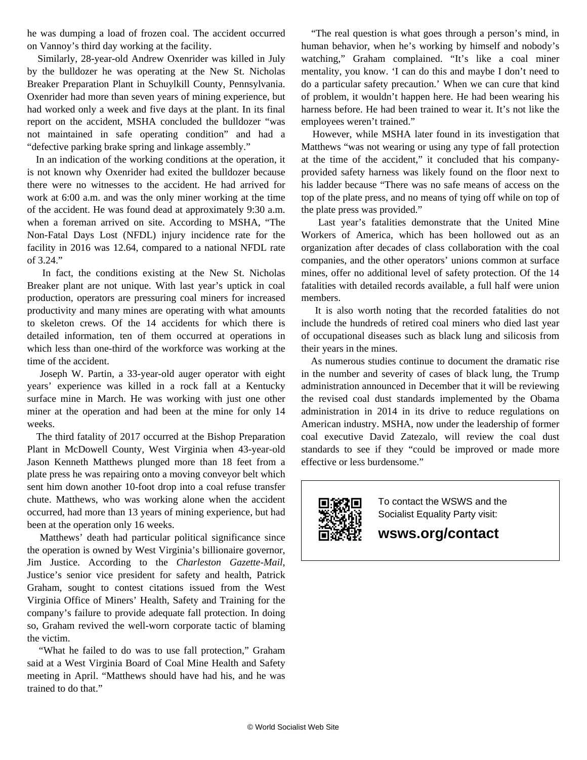he was dumping a load of frozen coal. The accident occurred on Vannoy's third day working at the facility.

Similarly, 28-year-old Andrew Oxenrider was killed in July by the bulldozer he was operating at the New St. Nicholas Breaker Preparation Plant in Schuylkill County, Pennsylvania. Oxenrider had more than seven years of mining experience, but had worked only a week and five days at the plant. In its final report on the accident, MSHA concluded the bulldozer "was not maintained in safe operating condition" and had a "defective parking brake spring and linkage assembly."

In an indication of the working conditions at the operation, it is not known why Oxenrider had exited the bulldozer because there were no witnesses to the accident. He had arrived for work at 6:00 a.m. and was the only miner working at the time of the accident. He was found dead at approximately 9:30 a.m. when a foreman arrived on site. According to MSHA, "The Non-Fatal Days Lost (NFDL) injury incidence rate for the facility in 2016 was 12.64, compared to a national NFDL rate of 3.24."

In fact, the conditions existing at the New St. Nicholas Breaker plant are not unique. With last year's uptick in coal production, operators are pressuring coal miners for increased productivity and many mines are operating with what amounts to skeleton crews. Of the 14 accidents for which there is detailed information, ten of them occurred at operations in which less than one-third of the workforce was working at the time of the accident.

Joseph W. Partin, a 33-year-old auger operator with eight years' experience was killed in a rock fall at a Kentucky surface mine in March. He was working with just one other miner at the operation and had been at the mine for only 14 weeks.

The third fatality of 2017 occurred at the Bishop Preparation Plant in McDowell County, West Virginia when 43-year-old Jason Kenneth Matthews plunged more than 18 feet from a plate press he was repairing onto a moving conveyor belt which sent him down another 10-foot drop into a coal refuse transfer chute. Matthews, who was working alone when the accident occurred, had more than 13 years of mining experience, but had been at the operation only 16 weeks.

Matthews' death had particular political significance since the operation is owned by West Virginia's billionaire governor, Jim Justice. According to the *Charleston Gazette-Mail*, Justice's senior vice president for safety and health, Patrick Graham, sought to contest citations issued from the West Virginia Office of Miners' Health, Safety and Training for the company's failure to provide adequate fall protection. In doing so, Graham revived the well-worn corporate tactic of blaming the victim.

"What he failed to do was to use fall protection," Graham said at a West Virginia Board of Coal Mine Health and Safety meeting in April. "Matthews should have had his, and he was trained to do that."

"The real question is what goes through a person's mind, in human behavior, when he's working by himself and nobody's watching," Graham complained. "It's like a coal miner mentality, you know. 'I can do this and maybe I don't need to do a particular safety precaution.' When we can cure that kind of problem, it wouldn't happen here. He had been wearing his harness before. He had been trained to wear it. It's not like the employees weren't trained."

However, while MSHA later found in its investigation that Matthews "was not wearing or using any type of fall protection at the time of the accident," it concluded that his company-provided safety harness was likely found on the floor next to his ladder because "There was no safe means of access on the top of the plate press, and no means of tying off while on top of the plate press was provided."

Last year's fatalities demonstrate that the United Mine Workers of America, which has been hollowed out as an organization after decades of class collaboration with the coal companies, and the other operators' unions common at surface mines, offer no additional level of safety protection. Of the 14 fatalities with detailed records available, a full half were union members.

It is also worth noting that the recorded fatalities do not include the hundreds of retired coal miners who died last year of occupational diseases such as black lung and silicosis from their years in the mines.

As numerous studies continue to document the dramatic rise in the number and severity of cases of black lung, the Trump administration announced in December that it will be reviewing the revised coal dust standards implemented by the Obama administration in 2014 in its drive to reduce regulations on American industry. MSHA, now under the leadership of former coal executive David Zatezalo, will review the coal dust standards to see if they "could be improved or made more effective or less burdensome."

To contact the WSWS and the Socialist Equality Party visit:

**wsws.org/contact**